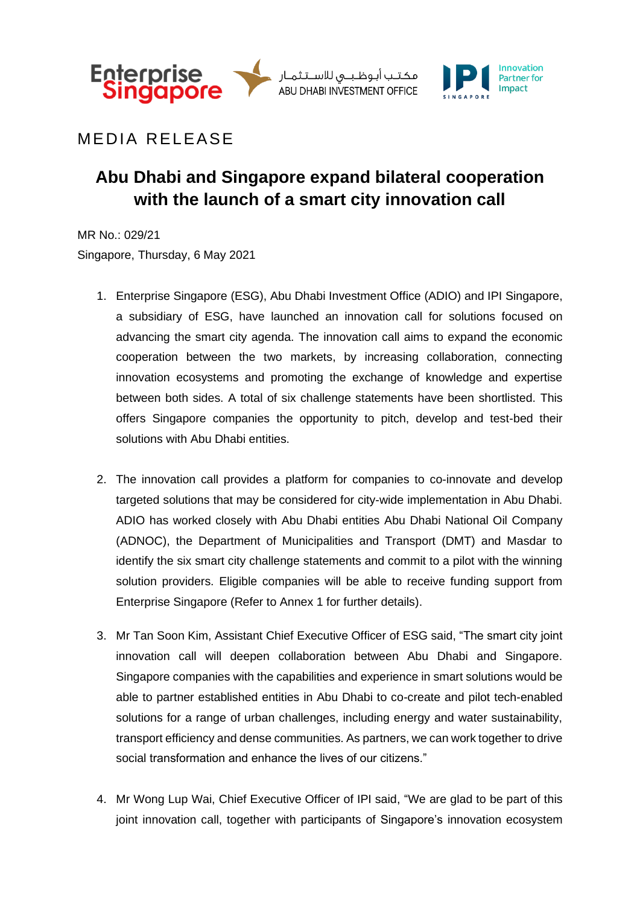MEDIA RELEASE

# Abu Dhabi and Singapore expand bilateral cooperation with the launch of a smart city innovation call

MR No.: 029/21
Singapore, Thursday, 6 May 2021

1. Enterprise Singapore (ESG), Abu Dhabi Investment Office (ADIO) and IPI Singapore, a subsidiary of ESG, have launched an innovation call for solutions focused on advancing the smart city agenda. The innovation call aims to expand the economic cooperation between the two markets, by increasing collaboration, connecting innovation ecosystems and promoting the exchange of knowledge and expertise between both sides. A total of six challenge statements have been shortlisted. This offers Singapore companies the opportunity to pitch, develop and test-bed their solutions with Abu Dhabi entities.

2. The innovation call provides a platform for companies to co-innovate and develop targeted solutions that may be considered for city-wide implementation in Abu Dhabi. ADIO has worked closely with Abu Dhabi entities Abu Dhabi National Oil Company (ADNOC), the Department of Municipalities and Transport (DMT) and Masdar to identify the six smart city challenge statements and commit to a pilot with the winning solution providers. Eligible companies will be able to receive funding support from Enterprise Singapore (Refer to Annex 1 for further details).

3. Mr Tan Soon Kim, Assistant Chief Executive Officer of ESG said, "The smart city joint innovation call will deepen collaboration between Abu Dhabi and Singapore. Singapore companies with the capabilities and experience in smart solutions would be able to partner established entities in Abu Dhabi to co-create and pilot tech-enabled solutions for a range of urban challenges, including energy and water sustainability, transport efficiency and dense communities. As partners, we can work together to drive social transformation and enhance the lives of our citizens."

4. Mr Wong Lup Wai, Chief Executive Officer of IPI said, "We are glad to be part of this joint innovation call, together with participants of Singapore's innovation ecosystem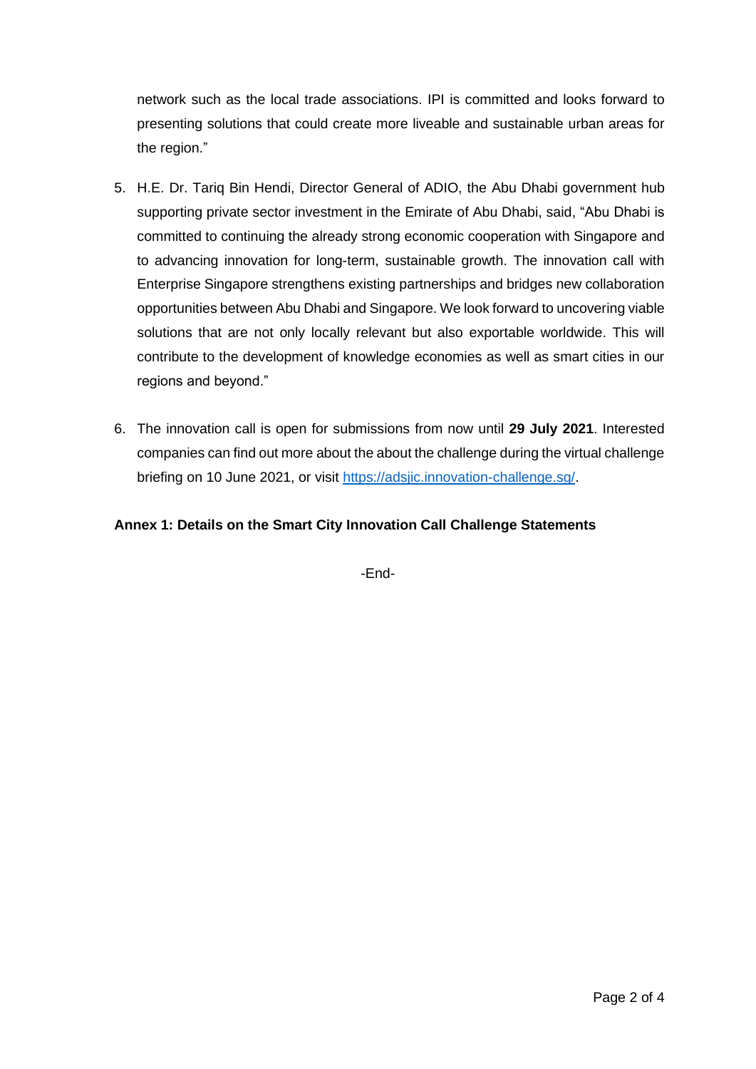network such as the local trade associations. IPI is committed and looks forward to presenting solutions that could create more liveable and sustainable urban areas for the region."

5. H.E. Dr. Tariq Bin Hendi, Director General of ADIO, the Abu Dhabi government hub supporting private sector investment in the Emirate of Abu Dhabi, said, "Abu Dhabi is committed to continuing the already strong economic cooperation with Singapore and to advancing innovation for long-term, sustainable growth. The innovation call with Enterprise Singapore strengthens existing partnerships and bridges new collaboration opportunities between Abu Dhabi and Singapore. We look forward to uncovering viable solutions that are not only locally relevant but also exportable worldwide. This will contribute to the development of knowledge economies as well as smart cities in our regions and beyond."

6. The innovation call is open for submissions from now until **29 July 2021**. Interested companies can find out more about the about the challenge during the virtual challenge briefing on 10 June 2021, or visit [https://adsjic.innovation-challenge.sg/](https://adsjic.innovation-challenge.sg/).

**Annex 1: Details on the Smart City Innovation Call Challenge Statements**

-End-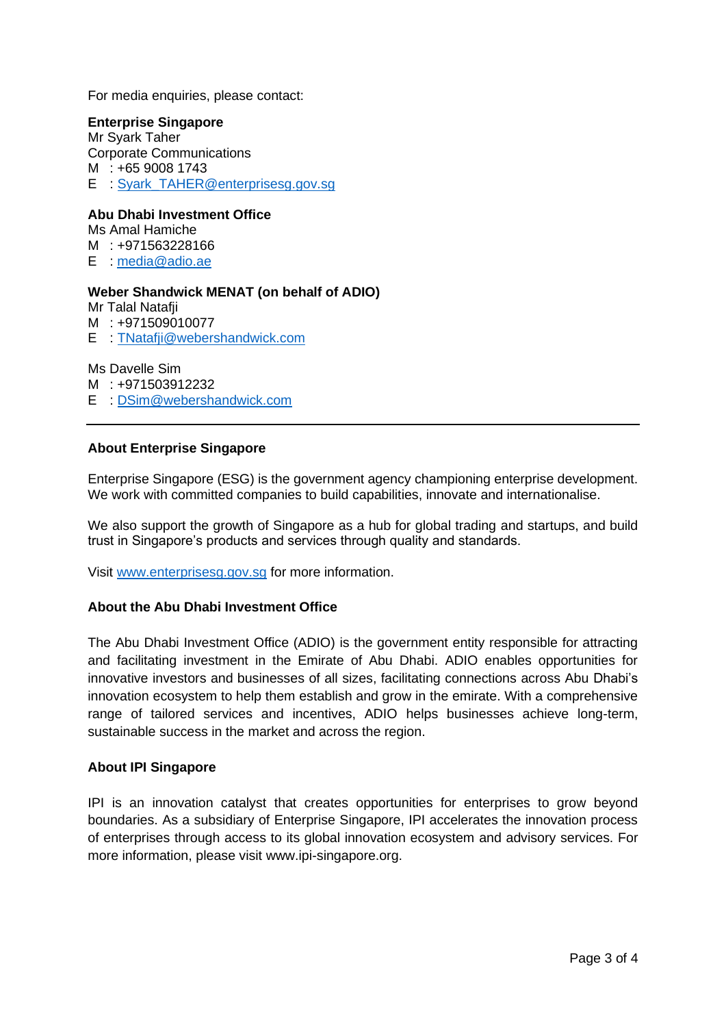For media enquiries, please contact:

**Enterprise Singapore**
Mr Syark Taher
Corporate Communications
M : +65 9008 1743
E : Syark_TAHER@enterprisesg.gov.sg

**Abu Dhabi Investment Office**
Ms Amal Hamiche
M : +971563228166
E : media@adio.ae

**Weber Shandwick MENAT (on behalf of ADIO)**
Mr Talal Natafji
M : +971509010077
E : TNatafji@webershandwick.com

Ms Davelle Sim
M : +971503912232
E : DSim@webershandwick.com

---

**About Enterprise Singapore**

Enterprise Singapore (ESG) is the government agency championing enterprise development. We work with committed companies to build capabilities, innovate and internationalise.

We also support the growth of Singapore as a hub for global trading and startups, and build trust in Singapore's products and services through quality and standards.

Visit www.enterprisesg.gov.sg for more information.

**About the Abu Dhabi Investment Office**

The Abu Dhabi Investment Office (ADIO) is the government entity responsible for attracting and facilitating investment in the Emirate of Abu Dhabi. ADIO enables opportunities for innovative investors and businesses of all sizes, facilitating connections across Abu Dhabi's innovation ecosystem to help them establish and grow in the emirate. With a comprehensive range of tailored services and incentives, ADIO helps businesses achieve long-term, sustainable success in the market and across the region.

**About IPI Singapore**

IPI is an innovation catalyst that creates opportunities for enterprises to grow beyond boundaries. As a subsidiary of Enterprise Singapore, IPI accelerates the innovation process of enterprises through access to its global innovation ecosystem and advisory services. For more information, please visit www.ipi-singapore.org.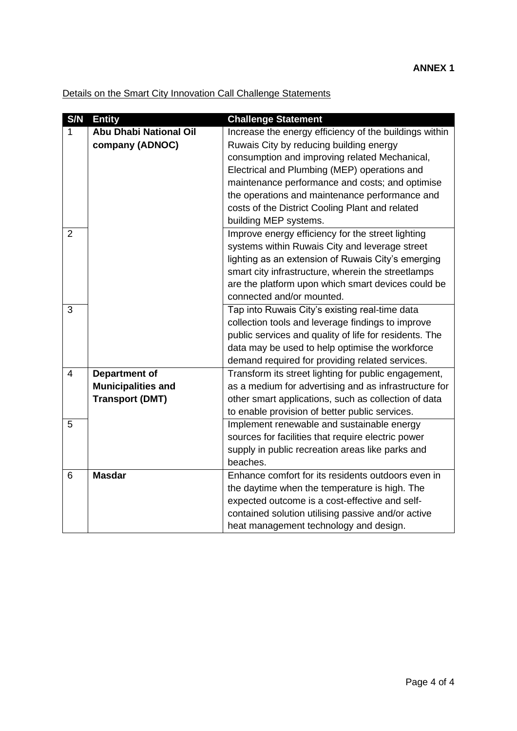**ANNEX 1**

Details on the Smart City Innovation Call Challenge Statements

| S/N | Entity | Challenge Statement |
| --- | --- | --- |
| 1 | **Abu Dhabi National Oil company (ADNOC)** | Increase the energy efficiency of the buildings within Ruwais City by reducing building energy consumption and improving related Mechanical, Electrical and Plumbing (MEP) operations and maintenance performance and costs; and optimise the operations and maintenance performance and costs of the District Cooling Plant and related building MEP systems. |
| 2 | | Improve energy efficiency for the street lighting systems within Ruwais City and leverage street lighting as an extension of Ruwais City's emerging smart city infrastructure, wherein the streetlamps are the platform upon which smart devices could be connected and/or mounted. |
| 3 | | Tap into Ruwais City's existing real-time data collection tools and leverage findings to improve public services and quality of life for residents. The data may be used to help optimise the workforce demand required for providing related services. |
| 4 | **Department of Municipalities and Transport (DMT)** | Transform its street lighting for public engagement, as a medium for advertising and as infrastructure for other smart applications, such as collection of data to enable provision of better public services. |
| 5 | | Implement renewable and sustainable energy sources for facilities that require electric power supply in public recreation areas like parks and beaches. |
| 6 | **Masdar** | Enhance comfort for its residents outdoors even in the daytime when the temperature is high. The expected outcome is a cost-effective and self-contained solution utilising passive and/or active heat management technology and design. |